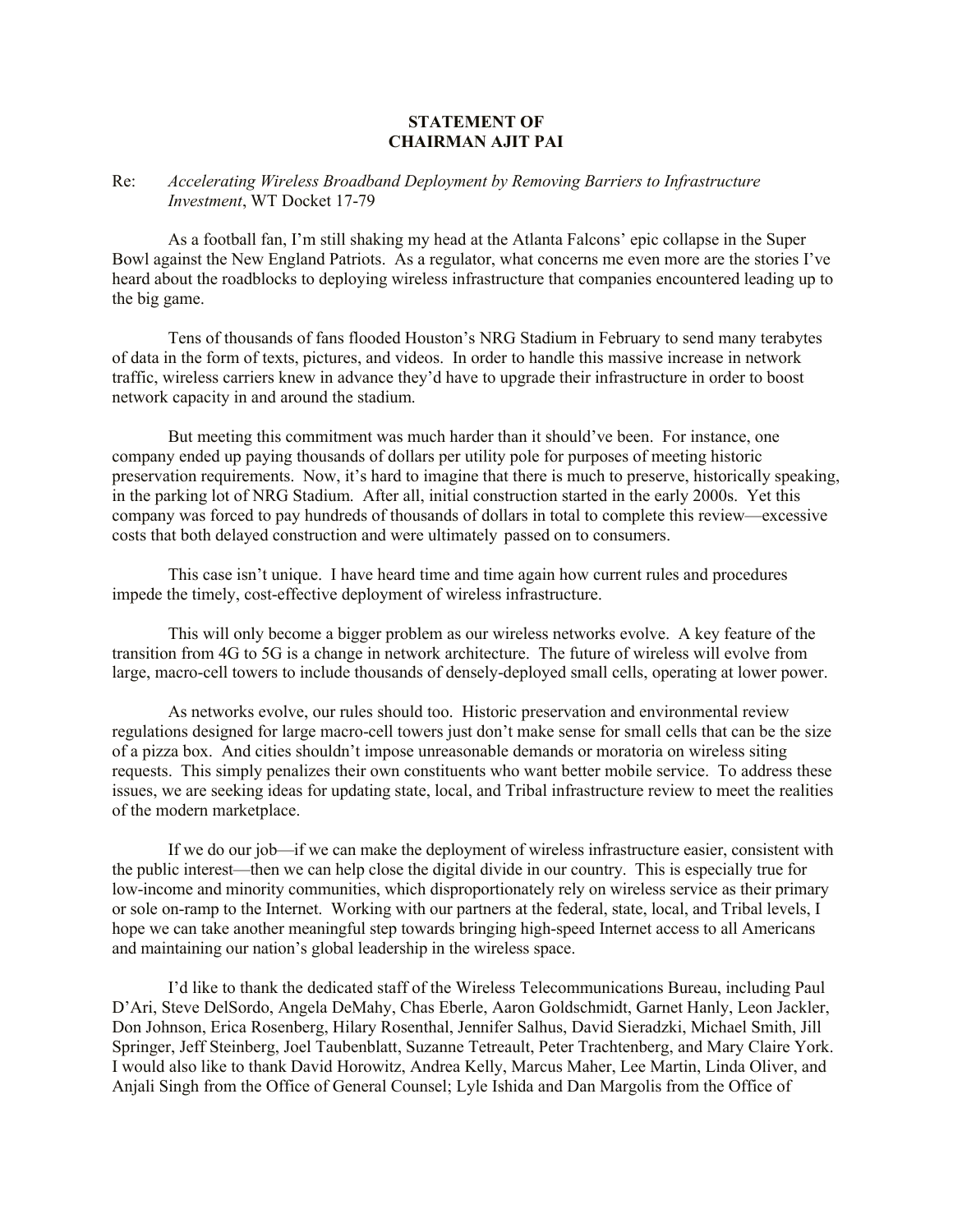**STATEMENT OF**
**CHAIRMAN AJIT PAI**

Re: *Accelerating Wireless Broadband Deployment by Removing Barriers to Infrastructure Investment*, WT Docket 17-79

As a football fan, I'm still shaking my head at the Atlanta Falcons' epic collapse in the Super Bowl against the New England Patriots. As a regulator, what concerns me even more are the stories I've heard about the roadblocks to deploying wireless infrastructure that companies encountered leading up to the big game.

Tens of thousands of fans flooded Houston's NRG Stadium in February to send many terabytes of data in the form of texts, pictures, and videos. In order to handle this massive increase in network traffic, wireless carriers knew in advance they'd have to upgrade their infrastructure in order to boost network capacity in and around the stadium.

But meeting this commitment was much harder than it should've been. For instance, one company ended up paying thousands of dollars per utility pole for purposes of meeting historic preservation requirements. Now, it's hard to imagine that there is much to preserve, historically speaking, in the parking lot of NRG Stadium. After all, initial construction started in the early 2000s. Yet this company was forced to pay hundreds of thousands of dollars in total to complete this review—excessive costs that both delayed construction and were ultimately passed on to consumers.

This case isn't unique. I have heard time and time again how current rules and procedures impede the timely, cost-effective deployment of wireless infrastructure.

This will only become a bigger problem as our wireless networks evolve. A key feature of the transition from 4G to 5G is a change in network architecture. The future of wireless will evolve from large, macro-cell towers to include thousands of densely-deployed small cells, operating at lower power.

As networks evolve, our rules should too. Historic preservation and environmental review regulations designed for large macro-cell towers just don't make sense for small cells that can be the size of a pizza box. And cities shouldn't impose unreasonable demands or moratoria on wireless siting requests. This simply penalizes their own constituents who want better mobile service. To address these issues, we are seeking ideas for updating state, local, and Tribal infrastructure review to meet the realities of the modern marketplace.

If we do our job—if we can make the deployment of wireless infrastructure easier, consistent with the public interest—then we can help close the digital divide in our country. This is especially true for low-income and minority communities, which disproportionately rely on wireless service as their primary or sole on-ramp to the Internet. Working with our partners at the federal, state, local, and Tribal levels, I hope we can take another meaningful step towards bringing high-speed Internet access to all Americans and maintaining our nation's global leadership in the wireless space.

I'd like to thank the dedicated staff of the Wireless Telecommunications Bureau, including Paul D'Ari, Steve DelSordo, Angela DeMahy, Chas Eberle, Aaron Goldschmidt, Garnet Hanly, Leon Jackler, Don Johnson, Erica Rosenberg, Hilary Rosenthal, Jennifer Salhus, David Sieradzki, Michael Smith, Jill Springer, Jeff Steinberg, Joel Taubenblatt, Suzanne Tetreault, Peter Trachtenberg, and Mary Claire York. I would also like to thank David Horowitz, Andrea Kelly, Marcus Maher, Lee Martin, Linda Oliver, and Anjali Singh from the Office of General Counsel; Lyle Ishida and Dan Margolis from the Office of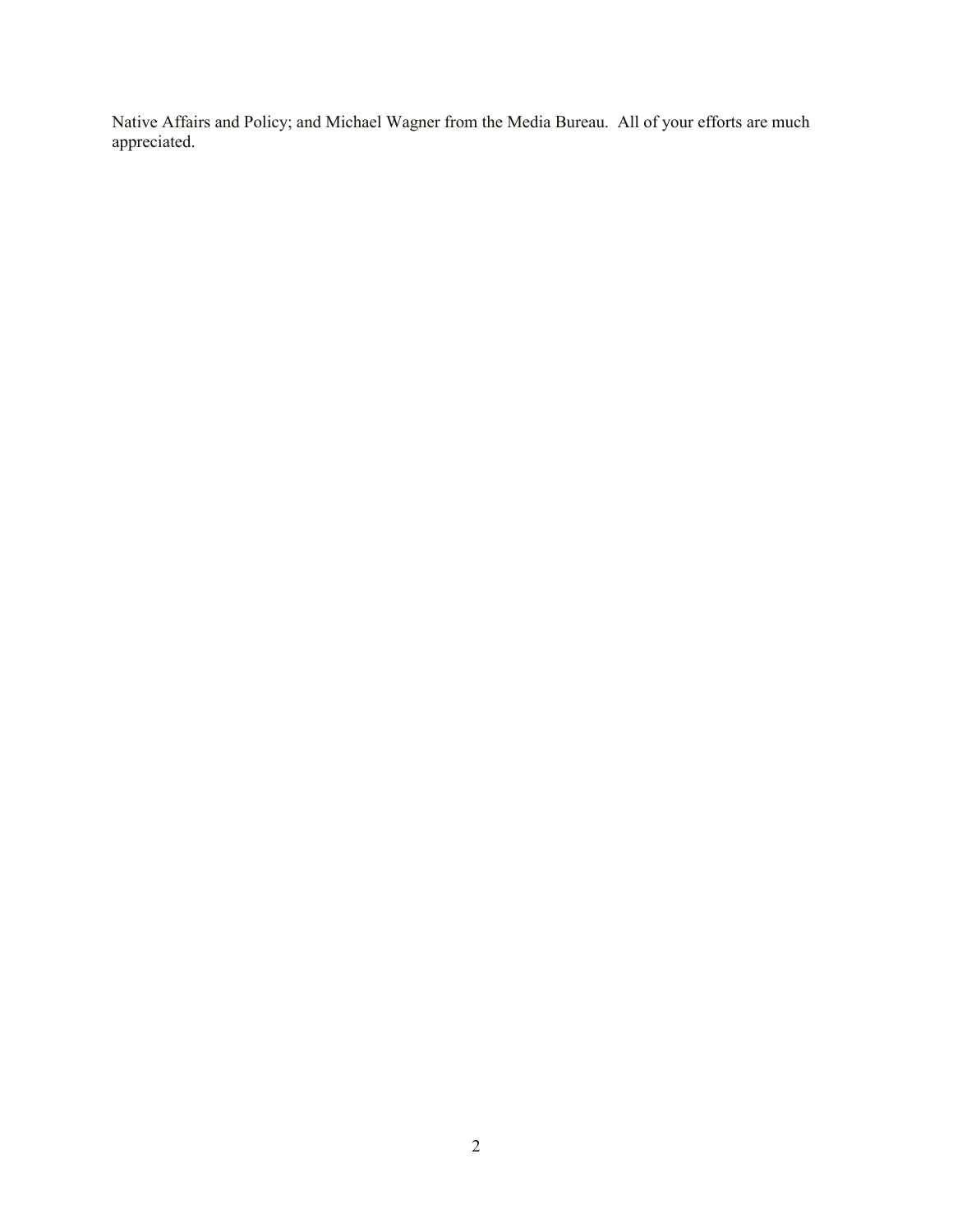Native Affairs and Policy; and Michael Wagner from the Media Bureau. All of your efforts are much appreciated.